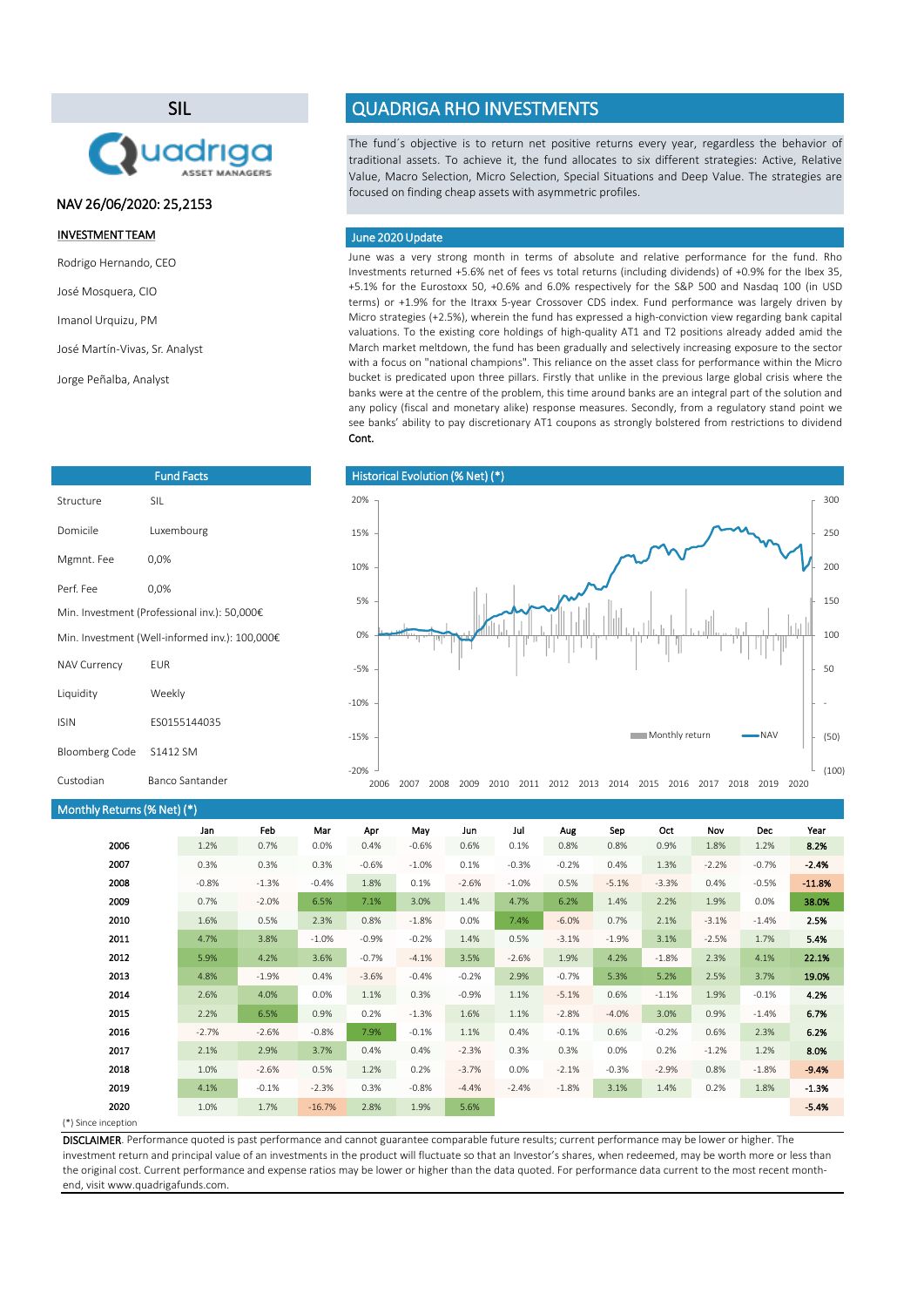# SIL

Quadriga ASSET MANAGERS

NAV 26/06/2020: 25,2153

## INVESTMENT TEAM

Rodrigo Hernando, CEO

José Mosquera, CIO

Imanol Urquizu, PM

José Martín-Vivas, Sr. Analyst

Jorge Peñalba, Analyst

# QUADRIGA RHO INVESTMENTS

The fund´s objective is to return net positive returns every year, regardless the behavior of traditional assets. To achieve it, the fund allocates to six different strategies: Active, Relative Value, Macro Selection, Micro Selection, Special Situations and Deep Value. The strategies are focused on finding cheap assets with asymmetric profiles.

## June 2020 Update

June was a very strong month in terms of absolute and relative performance for the fund. Rho Investments returned +5.6% net of fees vs total returns (including dividends) of +0.9% for the Ibex 35, +5.1% for the Eurostoxx 50, +0.6% and 6.0% respectively for the S&P 500 and Nasdaq 100 (in USD terms) or +1.9% for the Itraxx 5-year Crossover CDS index. Fund performance was largely driven by Micro strategies (+2.5%), wherein the fund has expressed a high-conviction view regarding bank capital valuations. To the existing core holdings of high-quality AT1 and T2 positions already added amid the March market meltdown, the fund has been gradually and selectively increasing exposure to the sector with a focus on "national champions". This reliance on the asset class for performance within the Micro bucket is predicated upon three pillars. Firstly that unlike in the previous large global crisis where the banks were at the centre of the problem, this time around banks are an integral part of the solution and any policy (fiscal and monetary alike) response measures. Secondly, from a regulatory stand point we see banks' ability to pay discretionary AT1 coupons as strongly bolstered from restrictions to dividend **Cont.**

## Fund Facts

| | |
|---|---|
| Structure | SIL |
| Domicile | Luxembourg |
| Mgmnt. Fee | 0,0% |
| Perf. Fee | 0,0% |
| Min. Investment (Professional inv.): | 50,000€ |
| Min. Investment (Well-informed inv.): | 100,000€ |
| NAV Currency | EUR |
| Liquidity | Weekly |
| ISIN | ES0155144035 |
| Bloomberg Code | S1412 SM |
| Custodian | Banco Santander |

## Historical Evolution (% Net) (*)

## Monthly Returns (% Net) (*)

| | Jan | Feb | Mar | Apr | May | Jun | Jul | Aug | Sep | Oct | Nov | Dec | Year |
|---|---|---|---|---|---|---|---|---|---|---|---|---|---|
| 2006 | 1.2% | 0.7% | 0.0% | 0.4% | -0.6% | 0.6% | 0.1% | 0.8% | 0.8% | 0.9% | 1.8% | 1.2% | **8.2%** |
| 2007 | 0.3% | 0.3% | 0.3% | -0.6% | -1.0% | 0.1% | -0.3% | -0.2% | 0.4% | 1.3% | -2.2% | -0.7% | **-2.4%** |
| 2008 | -0.8% | -1.3% | -0.4% | 1.8% | 0.1% | -2.6% | -1.0% | 0.5% | -5.1% | -3.3% | 0.4% | -0.5% | **-11.8%** |
| 2009 | 0.7% | -2.0% | 6.5% | 7.1% | 3.0% | 1.4% | 4.7% | 6.2% | 1.4% | 2.2% | 1.9% | 0.0% | **38.0%** |
| 2010 | 1.6% | 0.5% | 2.3% | 0.8% | -1.8% | 0.0% | 7.4% | -6.0% | 0.7% | 2.1% | -3.1% | -1.4% | **2.5%** |
| 2011 | 4.7% | 3.8% | -1.0% | -0.9% | -0.2% | 1.4% | 0.5% | -3.1% | -1.9% | 3.1% | -2.5% | 1.7% | **5.4%** |
| 2012 | 5.9% | 4.2% | 3.6% | -0.7% | -4.1% | 3.5% | -2.6% | 1.9% | 4.2% | -1.8% | 2.3% | 4.1% | **22.1%** |
| 2013 | 4.8% | -1.9% | 0.4% | -3.6% | -0.4% | -0.2% | 2.9% | -0.7% | 5.3% | 5.2% | 2.5% | 3.7% | **19.0%** |
| 2014 | 2.6% | 4.0% | 0.0% | 1.1% | 0.3% | -0.9% | 1.1% | -5.1% | 0.6% | -1.1% | 1.9% | -0.1% | **4.2%** |
| 2015 | 2.2% | 6.5% | 0.9% | 0.2% | -1.3% | 1.6% | 1.1% | -2.8% | -4.0% | 3.0% | 0.9% | -1.4% | **6.7%** |
| 2016 | -2.7% | -2.6% | -0.8% | 7.9% | -0.1% | 1.1% | 0.4% | -0.1% | 0.6% | -0.2% | 0.6% | 2.3% | **6.2%** |
| 2017 | 2.1% | 2.9% | 3.7% | 0.4% | 0.4% | -2.3% | 0.3% | 0.3% | 0.0% | 0.2% | -1.2% | 1.2% | **8.0%** |
| 2018 | 1.0% | -2.6% | 0.5% | 1.2% | 0.2% | -3.7% | 0.0% | -2.1% | -0.3% | -2.9% | 0.8% | -1.8% | **-9.4%** |
| 2019 | 4.1% | -0.1% | -2.3% | 0.3% | -0.8% | -4.4% | -2.4% | -1.8% | 3.1% | 1.4% | 0.2% | 1.8% | **-1.3%** |
| 2020 | 1.0% | 1.7% | -16.7% | 2.8% | 1.9% | 5.6% | | | | | | | **-5.4%** |

(*) Since inception

**DISCLAIMER**. Performance quoted is past performance and cannot guarantee comparable future results; current performance may be lower or higher. The investment return and principal value of an investments in the product will fluctuate so that an Investor's shares, when redeemed, may be worth more or less than the original cost. Current performance and expense ratios may be lower or higher than the data quoted. For performance data current to the most recent month-end, visit www.quadrigafunds.com.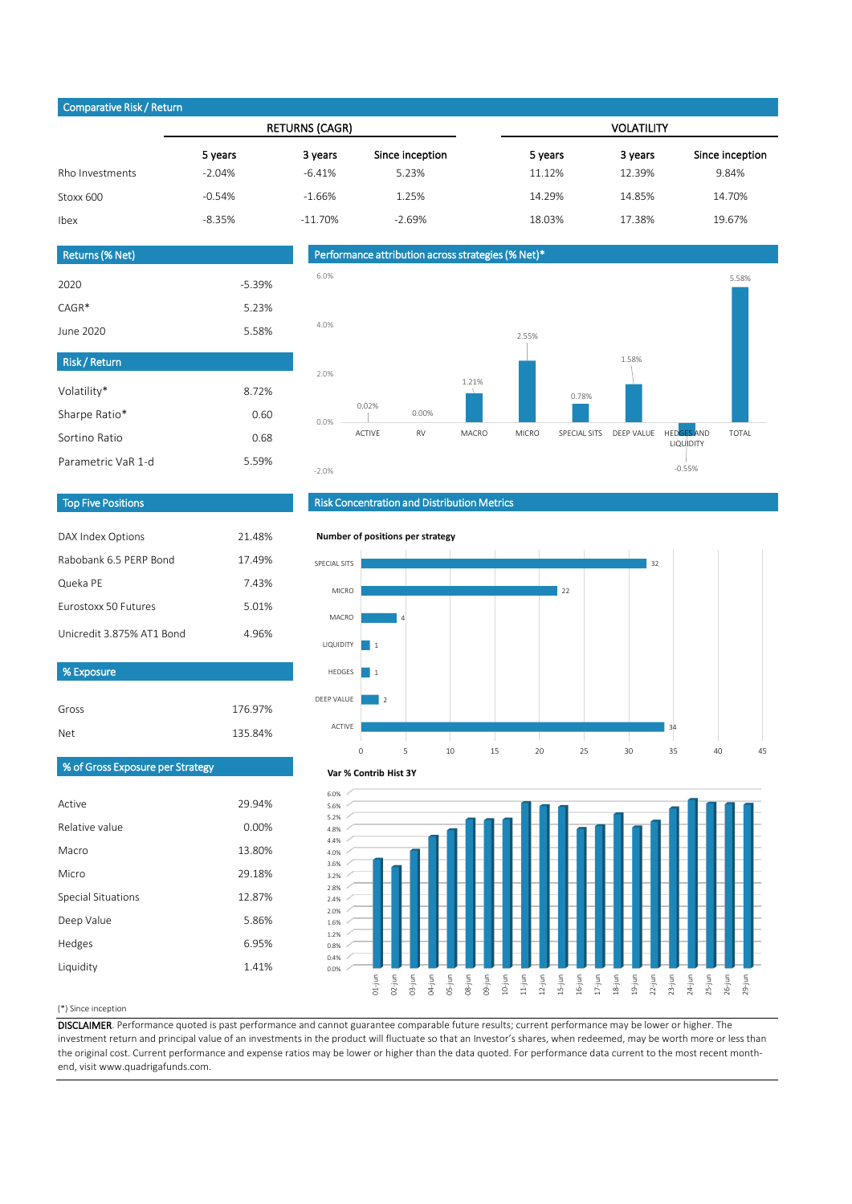## Comparative Risk / Return

| | RETURNS (CAGR) | | | VOLATILITY | | |
|---|---|---|---|---|---|---|
| | 5 years | 3 years | Since inception | 5 years | 3 years | Since inception |
| Rho Investments | -2.04% | -6.41% | 5.23% | 11.12% | 12.39% | 9.84% |
| Stoxx 600 | -0.54% | -1.66% | 1.25% | 14.29% | 14.85% | 14.70% |
| Ibex | -8.35% | -11.70% | -2.69% | 18.03% | 17.38% | 19.67% |

## Returns (% Net)

| | |
|---|---|
| 2020 | -5.39% |
| CAGR* | 5.23% |
| June 2020 | 5.58% |

## Risk / Return

| | |
|---|---|
| Volatility* | 8.72% |
| Sharpe Ratio* | 0.60 |
| Sortino Ratio | 0.68 |
| Parametric VaR 1-d | 5.59% |

## Performance attribution across strategies (% Net)*

| Strategy | % Net |
|---|---|
| ACTIVE | 0.02% |
| RV | 0.00% |
| MACRO | 1.21% |
| MICRO | 2.55% |
| SPECIAL SITS | 0.78% |
| DEEP VALUE | 1.58% |
| HEDGES AND LIQUIDITY | -0.55% |
| TOTAL | 5.58% |

## Top Five Positions

| | |
|---|---|
| DAX Index Options | 21.48% |
| Rabobank 6.5 PERP Bond | 17.49% |
| Queka PE | 7.43% |
| Eurostoxx 50 Futures | 5.01% |
| Unicredit 3.875% AT1 Bond | 4.96% |

## % Exposure

| | |
|---|---|
| Gross | 176.97% |
| Net | 135.84% |

## % of Gross Exposure per Strategy

| | |
|---|---|
| Active | 29.94% |
| Relative value | 0.00% |
| Macro | 13.80% |
| Micro | 29.18% |
| Special Situations | 12.87% |
| Deep Value | 5.86% |
| Hedges | 6.95% |
| Liquidity | 1.41% |

## Risk Concentration and Distribution Metrics

**Number of positions per strategy**

| Strategy | Positions |
|---|---|
| SPECIAL SITS | 32 |
| MICRO | 22 |
| MACRO | 4 |
| LIQUIDITY | 1 |
| HEDGES | 1 |
| DEEP VALUE | 2 |
| ACTIVE | 34 |

**Var % Contrib Hist 3Y**

(*) Since inception

**DISCLAIMER**. Performance quoted is past performance and cannot guarantee comparable future results; current performance may be lower or higher. The investment return and principal value of an investments in the product will fluctuate so that an Investor's shares, when redeemed, may be worth more or less than the original cost. Current performance and expense ratios may be lower or higher than the data quoted. For performance data current to the most recent month-end, visit www.quadrigafunds.com.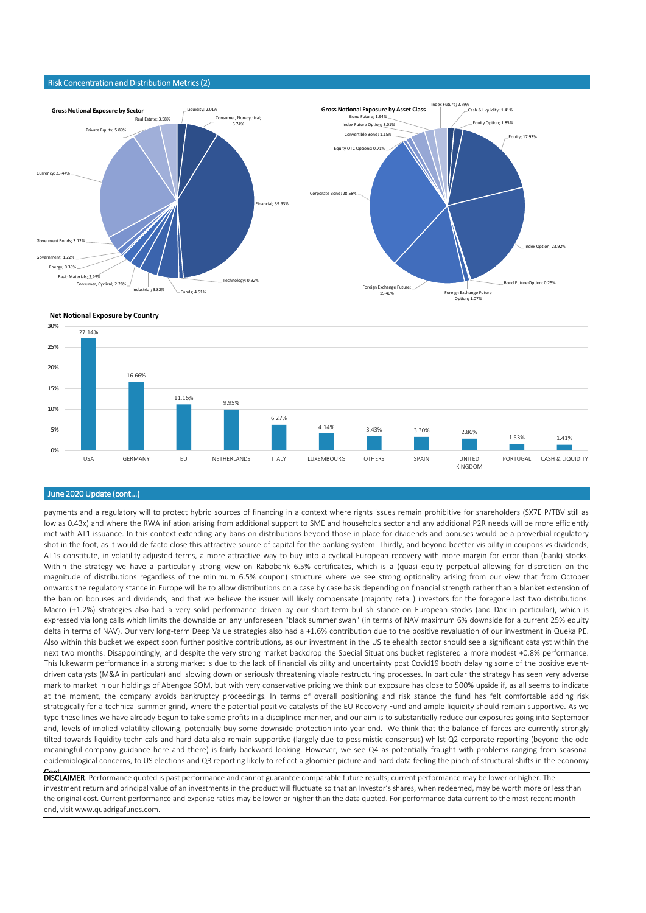## Risk Concentration and Distribution Metrics (2)

**Gross Notional Exposure by Sector**

| Sector | Exposure |
|---|---|
| Liquidity | 2.01% |
| Consumer, Non-cyclical | 6.74% |
| Financial | 39.93% |
| Technology | 0.92% |
| Funds | 4.51% |
| Industrial | 3.82% |
| Consumer, Cyclical | 2.28% |
| Basic Materials | 2.15% |
| Energy | 0.38% |
| Government | 1.22% |
| Goverment Bonds | 3.12% |
| Currency | 23.44% |
| Private Equity | 5.89% |
| Real Estate | 3.58% |

**Gross Notional Exposure by Asset Class**

| Asset Class | Exposure |
|---|---|
| Cash & Liquidity | 1.41% |
| Equity Option | 1.85% |
| Equity | 17.93% |
| Index Option | 23.92% |
| Bond Future Option | 0.25% |
| Foreign Exchange Future Option | 1.07% |
| Foreign Exchange Future | 15.40% |
| Corporate Bond | 28.58% |
| Equity OTC Options | 0.71% |
| Convertible Bond | 1.15% |
| Index Future Option | 3.01% |
| Bond Future | 1.94% |
| Index Future | 2.79% |

**Net Notional Exposure by Country**

| Country | Exposure |
|---|---|
| USA | 27.14% |
| GERMANY | 16.66% |
| EU | 11.16% |
| NETHERLANDS | 9.95% |
| ITALY | 6.27% |
| LUXEMBOURG | 4.14% |
| OTHERS | 3.43% |
| SPAIN | 3.30% |
| UNITED KINGDOM | 2.86% |
| PORTUGAL | 1.53% |
| CASH & LIQUIDITY | 1.41% |

## June 2020 Update (cont...)

payments and a regulatory will to protect hybrid sources of financing in a context where rights issues remain prohibitive for shareholders (SX7E P/TBV still as low as 0.43x) and where the RWA inflation arising from additional support to SME and households sector and any additional P2R needs will be more efficiently met with AT1 issuance. In this context extending any bans on distributions beyond those in place for dividends and bonuses would be a proverbial regulatory shot in the foot, as it would de facto close this attractive source of capital for the banking system. Thirdly, and beyond beetter visibility in coupons vs dividends, AT1s constitute, in volatility-adjusted terms, a more attractive way to buy into a cyclical European recovery with more margin for error than (bank) stocks. Within the strategy we have a particularly strong view on Rabobank 6.5% certificates, which is a (quasi equity perpetual allowing for discretion on the magnitude of distributions regardless of the minimum 6.5% coupon) structure where we see strong optionality arising from our view that from October onwards the regulatory stance in Europe will be to allow distributions on a case by case basis depending on financial strength rather than a blanket extension of the ban on bonuses and dividends, and that we believe the issuer will likely compensate (majority retail) investors for the foregone last two distributions. Macro (+1.2%) strategies also had a very solid performance driven by our short-term bullish stance on European stocks (and Dax in particular), which is expressed via long calls which limits the downside on any unforeseen "black summer swan" (in terms of NAV maximum 6% downside for a current 25% equity delta in terms of NAV). Our very long-term Deep Value strategies also had a +1.6% contribution due to the positive revaluation of our investment in Queka PE. Also within this bucket we expect soon further positive contributions, as our investment in the US telehealth sector should see a significant catalyst within the next two months. Disappointingly, and despite the very strong market backdrop the Special Situations bucket registered a more modest +0.8% performance. This lukewarm performance in a strong market is due to the lack of financial visibility and uncertainty post Covid19 booth delaying some of the positive event-driven catalysts (M&A in particular) and slowing down or seriously threatening viable restructuring processes. In particular the strategy has seen very adverse mark to market in our holdings of Abengoa SOM, but with very conservative pricing we think our exposure has close to 500% upside if, as all seems to indicate at the moment, the company avoids bankruptcy proceedings. In terms of overall positioning and risk stance the fund has felt comfortable adding risk strategically for a technical summer grind, where the potential positive catalysts of the EU Recovery Fund and ample liquidity should remain supportive. As we type these lines we have already begun to take some profits in a disciplined manner, and our aim is to substantially reduce our exposures going into September and, levels of implied volatility allowing, potentially buy some downside protection into year end. We think that the balance of forces are currently strongly tilted towards liquidity technicals and hard data also remain supportive (largely due to pessimistic consensus) whilst Q2 corporate reporting (beyond the odd meaningful company guidance here and there) is fairly backward looking. However, we see Q4 as potentially fraught with problems ranging from seasonal epidemiological concerns, to US elections and Q3 reporting likely to reflect a gloomier picture and hard data feeling the pinch of structural shifts in the economy

Cont.

**DISCLAIMER**. Performance quoted is past performance and cannot guarantee comparable future results; current performance may be lower or higher. The investment return and principal value of an investments in the product will fluctuate so that an Investor's shares, when redeemed, may be worth more or less than the original cost. Current performance and expense ratios may be lower or higher than the data quoted. For performance data current to the most recent month-end, visit www.quadrigafunds.com.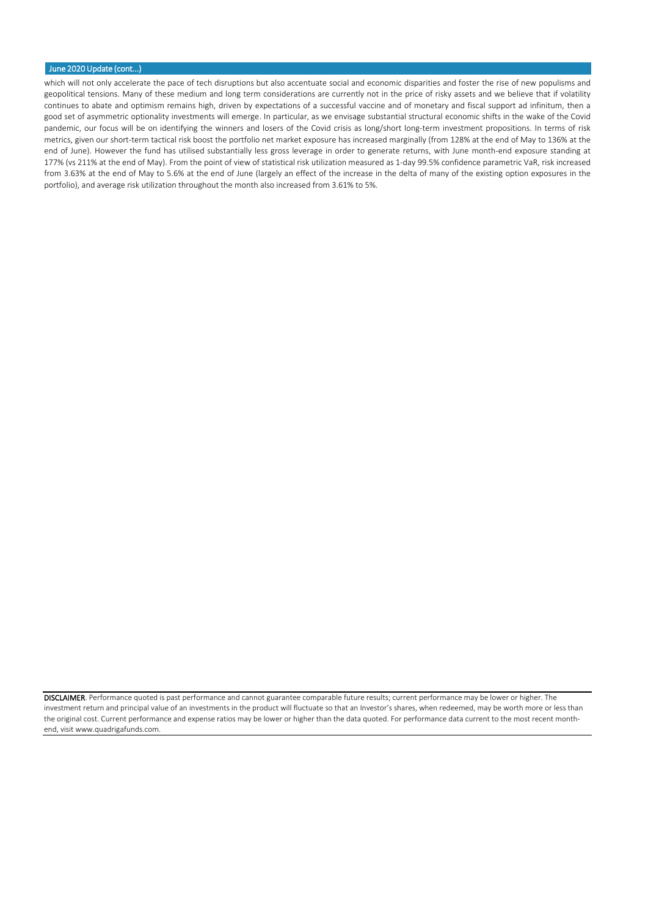## June 2020 Update (cont...)

which will not only accelerate the pace of tech disruptions but also accentuate social and economic disparities and foster the rise of new populisms and geopolitical tensions. Many of these medium and long term considerations are currently not in the price of risky assets and we believe that if volatility continues to abate and optimism remains high, driven by expectations of a successful vaccine and of monetary and fiscal support ad infinitum, then a good set of asymmetric optionality investments will emerge. In particular, as we envisage substantial structural economic shifts in the wake of the Covid pandemic, our focus will be on identifying the winners and losers of the Covid crisis as long/short long-term investment propositions. In terms of risk metrics, given our short-term tactical risk boost the portfolio net market exposure has increased marginally (from 128% at the end of May to 136% at the end of June). However the fund has utilised substantially less gross leverage in order to generate returns, with June month-end exposure standing at 177% (vs 211% at the end of May). From the point of view of statistical risk utilization measured as 1-day 99.5% confidence parametric VaR, risk increased from 3.63% at the end of May to 5.6% at the end of June (largely an effect of the increase in the delta of many of the existing option exposures in the portfolio), and average risk utilization throughout the month also increased from 3.61% to 5%.

**DISCLAIMER**. Performance quoted is past performance and cannot guarantee comparable future results; current performance may be lower or higher. The investment return and principal value of an investments in the product will fluctuate so that an Investor's shares, when redeemed, may be worth more or less than the original cost. Current performance and expense ratios may be lower or higher than the data quoted. For performance data current to the most recent month-end, visit www.quadrigafunds.com.